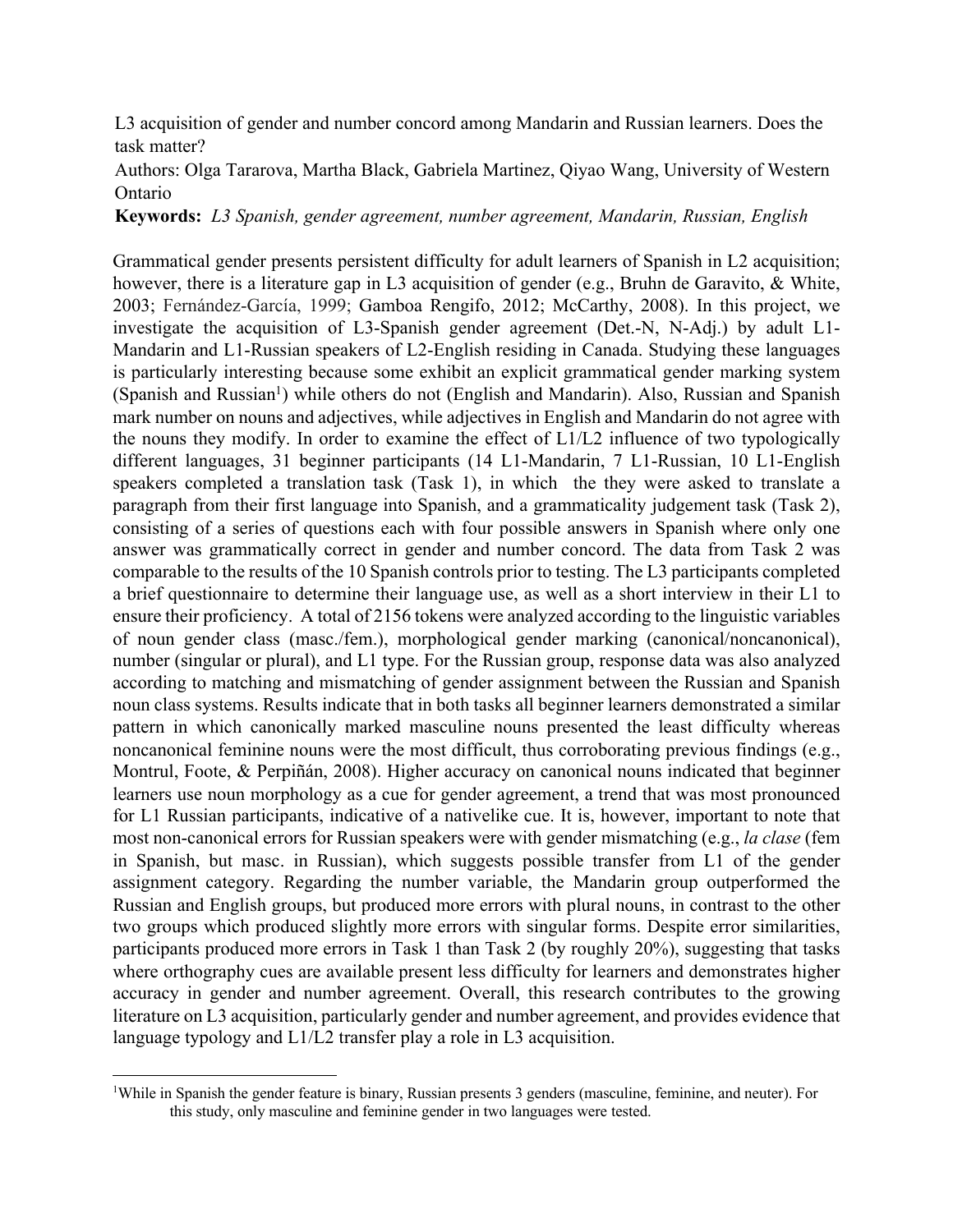L3 acquisition of gender and number concord among Mandarin and Russian learners. Does the task matter?

Authors: Olga Tararova, Martha Black, Gabriela Martinez, Qiyao Wang, University of Western Ontario

**Keywords:** *L3 Spanish, gender agreement, number agreement, Mandarin, Russian, English*

Grammatical gender presents persistent difficulty for adult learners of Spanish in L2 acquisition; however, there is a literature gap in L3 acquisition of gender (e.g., Bruhn de Garavito, & White, 2003; Fernández-García, 1999; Gamboa Rengifo, 2012; McCarthy, 2008). In this project, we investigate the acquisition of L3-Spanish gender agreement (Det.-N, N-Adj.) by adult L1-Mandarin and L1-Russian speakers of L2-English residing in Canada. Studying these languages is particularly interesting because some exhibit an explicit grammatical gender marking system (Spanish and Russian[1]) while others do not (English and Mandarin). Also, Russian and Spanish mark number on nouns and adjectives, while adjectives in English and Mandarin do not agree with the nouns they modify. In order to examine the effect of L1/L2 influence of two typologically different languages, 31 beginner participants (14 L1-Mandarin, 7 L1-Russian, 10 L1-English speakers completed a translation task (Task 1), in which the they were asked to translate a paragraph from their first language into Spanish, and a grammaticality judgement task (Task 2), consisting of a series of questions each with four possible answers in Spanish where only one answer was grammatically correct in gender and number concord. The data from Task 2 was comparable to the results of the 10 Spanish controls prior to testing. The L3 participants completed a brief questionnaire to determine their language use, as well as a short interview in their L1 to ensure their proficiency. A total of 2156 tokens were analyzed according to the linguistic variables of noun gender class (masc./fem.), morphological gender marking (canonical/noncanonical), number (singular or plural), and L1 type. For the Russian group, response data was also analyzed according to matching and mismatching of gender assignment between the Russian and Spanish noun class systems. Results indicate that in both tasks all beginner learners demonstrated a similar pattern in which canonically marked masculine nouns presented the least difficulty whereas noncanonical feminine nouns were the most difficult, thus corroborating previous findings (e.g., Montrul, Foote, & Perpiñán, 2008). Higher accuracy on canonical nouns indicated that beginner learners use noun morphology as a cue for gender agreement, a trend that was most pronounced for L1 Russian participants, indicative of a nativelike cue. It is, however, important to note that most non-canonical errors for Russian speakers were with gender mismatching (e.g., *la clase* (fem in Spanish, but masc. in Russian), which suggests possible transfer from L1 of the gender assignment category. Regarding the number variable, the Mandarin group outperformed the Russian and English groups, but produced more errors with plural nouns, in contrast to the other two groups which produced slightly more errors with singular forms. Despite error similarities, participants produced more errors in Task 1 than Task 2 (by roughly 20%), suggesting that tasks where orthography cues are available present less difficulty for learners and demonstrates higher accuracy in gender and number agreement. Overall, this research contributes to the growing literature on L3 acquisition, particularly gender and number agreement, and provides evidence that language typology and L1/L2 transfer play a role in L3 acquisition.

[1]While in Spanish the gender feature is binary, Russian presents 3 genders (masculine, feminine, and neuter). For this study, only masculine and feminine gender in two languages were tested.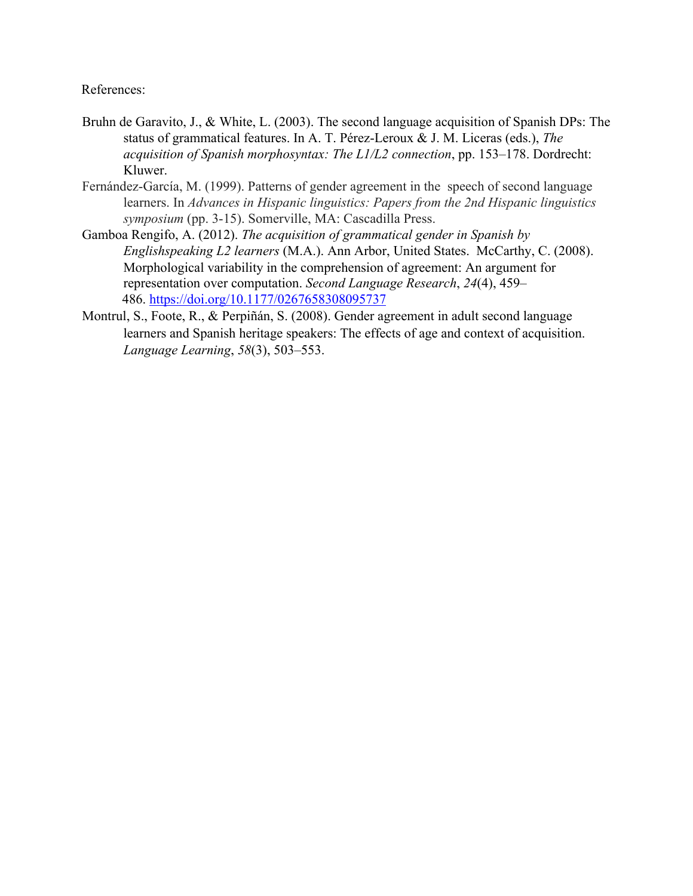References:

Bruhn de Garavito, J., & White, L. (2003). The second language acquisition of Spanish DPs: The status of grammatical features. In A. T. Pérez-Leroux & J. M. Liceras (eds.), *The acquisition of Spanish morphosyntax: The L1/L2 connection*, pp. 153–178. Dordrecht: Kluwer.

Fernández-García, M. (1999). Patterns of gender agreement in the speech of second language learners. In *Advances in Hispanic linguistics: Papers from the 2nd Hispanic linguistics symposium* (pp. 3-15). Somerville, MA: Cascadilla Press.

Gamboa Rengifo, A. (2012). *The acquisition of grammatical gender in Spanish by Englishspeaking L2 learners* (M.A.). Ann Arbor, United States. McCarthy, C. (2008). Morphological variability in the comprehension of agreement: An argument for representation over computation. *Second Language Research*, *24*(4), 459–486. https://doi.org/10.1177/0267658308095737

Montrul, S., Foote, R., & Perpiñán, S. (2008). Gender agreement in adult second language learners and Spanish heritage speakers: The effects of age and context of acquisition. *Language Learning*, *58*(3), 503–553.